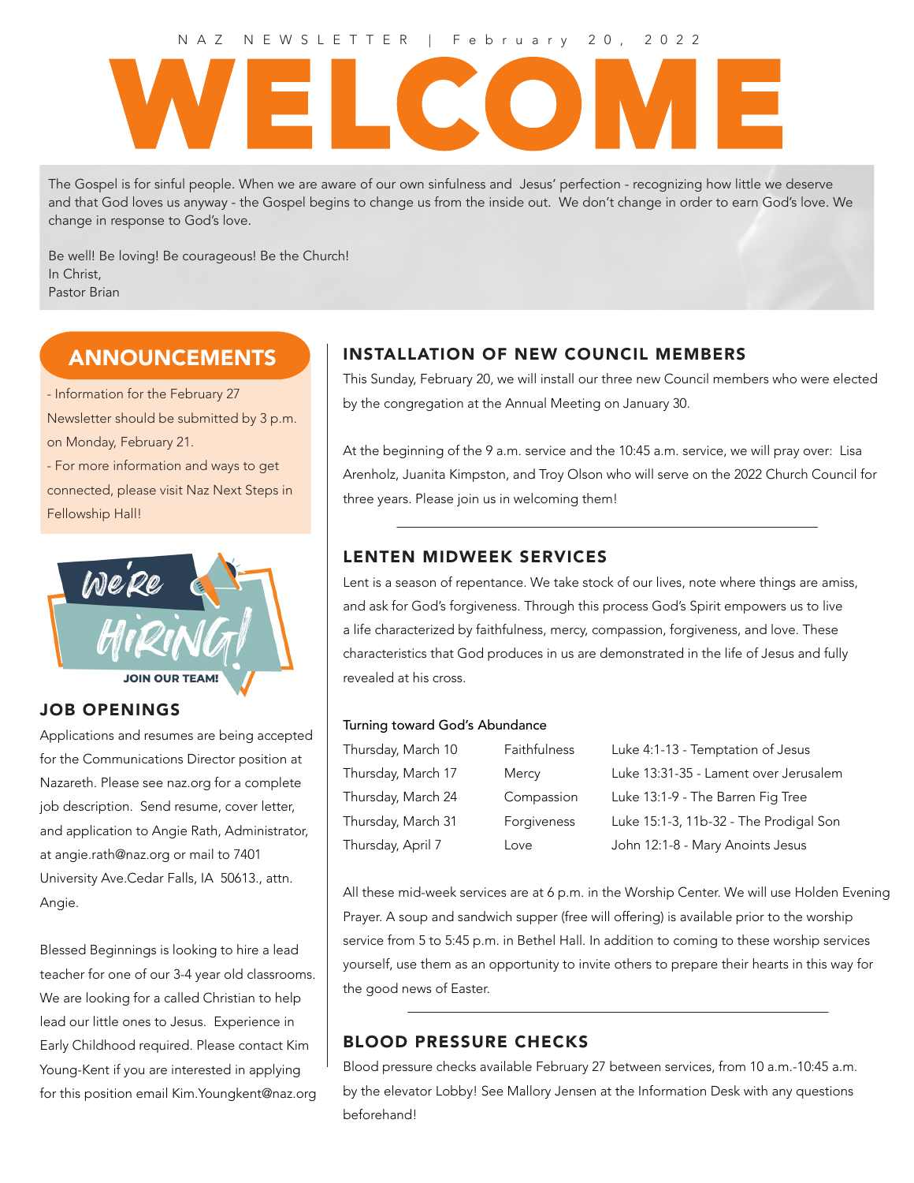NAZ NEWSLETTER | February 20, 2022

# WELCOME

The Gospel is for sinful people. When we are aware of our own sinfulness and Jesus' perfection - recognizing how little we deserve and that God loves us anyway - the Gospel begins to change us from the inside out. We don't change in order to earn God's love. We change in response to God's love.

Be well! Be loving! Be courageous! Be the Church!
In Christ,
Pastor Brian

## ANNOUNCEMENTS

- Information for the February 27 Newsletter should be submitted by 3 p.m. on Monday, February 21.
- For more information and ways to get connected, please visit Naz Next Steps in Fellowship Hall!

We're HIRING! JOIN OUR TEAM!

## JOB OPENINGS

Applications and resumes are being accepted for the Communications Director position at Nazareth. Please see naz.org for a complete job description. Send resume, cover letter, and application to Angie Rath, Administrator, at angie.rath@naz.org or mail to 7401 University Ave.Cedar Falls, IA 50613., attn. Angie.

Blessed Beginnings is looking to hire a lead teacher for one of our 3-4 year old classrooms. We are looking for a called Christian to help lead our little ones to Jesus. Experience in Early Childhood required. Please contact Kim Young-Kent if you are interested in applying for this position email Kim.Youngkent@naz.org

## INSTALLATION OF NEW COUNCIL MEMBERS

This Sunday, February 20, we will install our three new Council members who were elected by the congregation at the Annual Meeting on January 30.

At the beginning of the 9 a.m. service and the 10:45 a.m. service, we will pray over: Lisa Arenholz, Juanita Kimpston, and Troy Olson who will serve on the 2022 Church Council for three years. Please join us in welcoming them!

## LENTEN MIDWEEK SERVICES

Lent is a season of repentance. We take stock of our lives, note where things are amiss, and ask for God's forgiveness. Through this process God's Spirit empowers us to live a life characterized by faithfulness, mercy, compassion, forgiveness, and love. These characteristics that God produces in us are demonstrated in the life of Jesus and fully revealed at his cross.

Turning toward God's Abundance

| | | |
|---|---|---|
| Thursday, March 10 | Faithfulness | Luke 4:1-13 - Temptation of Jesus |
| Thursday, March 17 | Mercy | Luke 13:31-35 - Lament over Jerusalem |
| Thursday, March 24 | Compassion | Luke 13:1-9 - The Barren Fig Tree |
| Thursday, March 31 | Forgiveness | Luke 15:1-3, 11b-32 - The Prodigal Son |
| Thursday, April 7 | Love | John 12:1-8 - Mary Anoints Jesus |

All these mid-week services are at 6 p.m. in the Worship Center. We will use Holden Evening Prayer. A soup and sandwich supper (free will offering) is available prior to the worship service from 5 to 5:45 p.m. in Bethel Hall. In addition to coming to these worship services yourself, use them as an opportunity to invite others to prepare their hearts in this way for the good news of Easter.

## BLOOD PRESSURE CHECKS

Blood pressure checks available February 27 between services, from 10 a.m.-10:45 a.m. by the elevator Lobby! See Mallory Jensen at the Information Desk with any questions beforehand!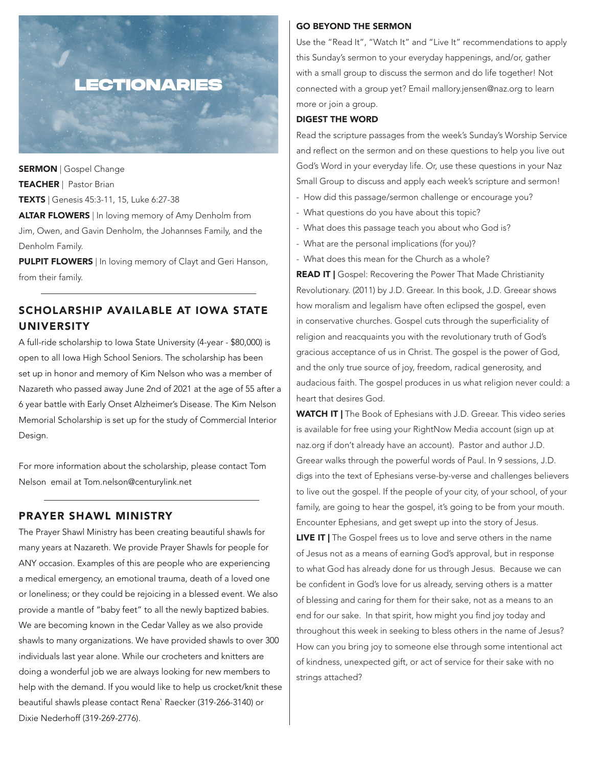# LECTIONARIES

**SERMON** | Gospel Change
**TEACHER** | Pastor Brian
**TEXTS** | Genesis 45:3-11, 15, Luke 6:27-38
**ALTAR FLOWERS** | In loving memory of Amy Denholm from Jim, Owen, and Gavin Denholm, the Johannses Family, and the Denholm Family.
**PULPIT FLOWERS** | In loving memory of Clayt and Geri Hanson, from their family.

---

## SCHOLARSHIP AVAILABLE AT IOWA STATE UNIVERSITY

A full-ride scholarship to Iowa State University (4-year - $80,000) is open to all Iowa High School Seniors. The scholarship has been set up in honor and memory of Kim Nelson who was a member of Nazareth who passed away June 2nd of 2021 at the age of 55 after a 6 year battle with Early Onset Alzheimer's Disease. The Kim Nelson Memorial Scholarship is set up for the study of Commercial Interior Design.

For more information about the scholarship, please contact Tom Nelson email at Tom.nelson@centurylink.net

---

## PRAYER SHAWL MINISTRY

The Prayer Shawl Ministry has been creating beautiful shawls for many years at Nazareth. We provide Prayer Shawls for people for ANY occasion. Examples of this are people who are experiencing a medical emergency, an emotional trauma, death of a loved one or loneliness; or they could be rejoicing in a blessed event. We also provide a mantle of "baby feet" to all the newly baptized babies. We are becoming known in the Cedar Valley as we also provide shawls to many organizations. We have provided shawls to over 300 individuals last year alone. While our crocheters and knitters are doing a wonderful job we are always looking for new members to help with the demand. If you would like to help us crocket/knit these beautiful shawls please contact Rena` Raecker (319-266-3140) or Dixie Nederhoff (319-269-2776).

### GO BEYOND THE SERMON

Use the "Read It", "Watch It" and "Live It" recommendations to apply this Sunday's sermon to your everyday happenings, and/or, gather with a small group to discuss the sermon and do life together! Not connected with a group yet? Email mallory.jensen@naz.org to learn more or join a group.

### DIGEST THE WORD

Read the scripture passages from the week's Sunday's Worship Service and reflect on the sermon and on these questions to help you live out God's Word in your everyday life. Or, use these questions in your Naz Small Group to discuss and apply each week's scripture and sermon!

- How did this passage/sermon challenge or encourage you?
- What questions do you have about this topic?
- What does this passage teach you about who God is?
- What are the personal implications (for you)?
- What does this mean for the Church as a whole?

**READ IT |** Gospel: Recovering the Power That Made Christianity Revolutionary. (2011) by J.D. Greear. In this book, J.D. Greear shows how moralism and legalism have often eclipsed the gospel, even in conservative churches. Gospel cuts through the superficiality of religion and reacquaints you with the revolutionary truth of God's gracious acceptance of us in Christ. The gospel is the power of God, and the only true source of joy, freedom, radical generosity, and audacious faith. The gospel produces in us what religion never could: a heart that desires God.

**WATCH IT |** The Book of Ephesians with J.D. Greear. This video series is available for free using your RightNow Media account (sign up at naz.org if don't already have an account). Pastor and author J.D. Greear walks through the powerful words of Paul. In 9 sessions, J.D. digs into the text of Ephesians verse-by-verse and challenges believers to live out the gospel. If the people of your city, of your school, of your family, are going to hear the gospel, it's going to be from your mouth. Encounter Ephesians, and get swept up into the story of Jesus.

**LIVE IT |** The Gospel frees us to love and serve others in the name of Jesus not as a means of earning God's approval, but in response to what God has already done for us through Jesus. Because we can be confident in God's love for us already, serving others is a matter of blessing and caring for them for their sake, not as a means to an end for our sake. In that spirit, how might you find joy today and throughout this week in seeking to bless others in the name of Jesus? How can you bring joy to someone else through some intentional act of kindness, unexpected gift, or act of service for their sake with no strings attached?